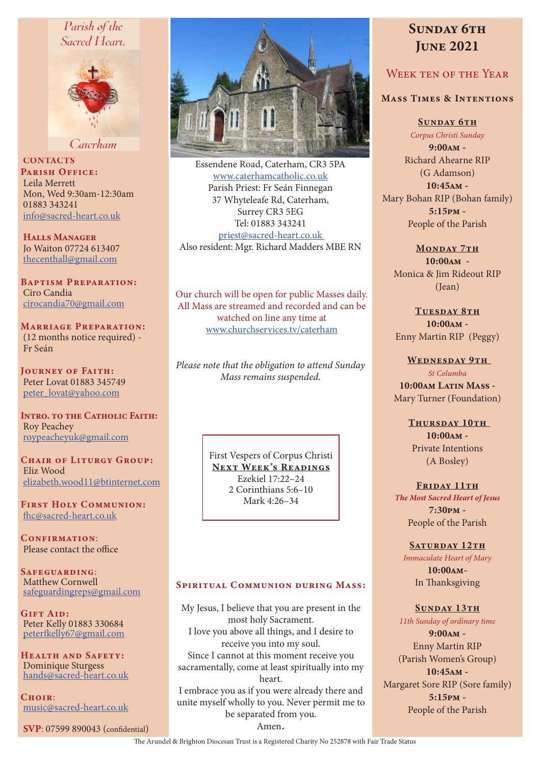## Parish of the Sacred Heart, Caterham

### CONTACTS

**Parish Office:**
Leila Merrett
Mon, Wed 9:30am-12:30am
01883 343241
info@sacred-heart.co.uk

**Halls Manager**
Jo Waiton 07724 613407
thecenthall@gmail.com

**Baptism Preparation:**
Ciro Candia
cirocandia70@gmail.com

**Marriage Preparation:**
(12 months notice required) - Fr Seán

**Journey of Faith:**
Peter Lovat 01883 345749
peter_lovat@yahoo.com

**Intro. to the Catholic Faith:**
Roy Peachey
roypeacheyuk@gmail.com

**Chair of Liturgy Group:**
Eliz Wood
elizabeth.wood11@btinternet.com

**First Holy Communion:**
fhc@sacred-heart.co.uk

**Confirmation:**
Please contact the office

**Safeguarding:**
Matthew Cornwell
safeguardingreps@gmail.com

**Gift Aid:**
Peter Kelly 01883 330684
peterfkelly67@gmail.com

**Health and Safety:**
Dominique Sturgess
hands@sacred-heart.co.uk

**Choir:**
music@sacred-heart.co.uk

**SVP**: 07599 890043 (confidential)

Essendene Road, Caterham, CR3 5PA
www.caterhamcatholic.co.uk
Parish Priest: Fr Seán Finnegan
37 Whyteleafe Rd, Caterham,
Surrey CR3 5EG
Tel: 01883 343241
priest@sacred-heart.co.uk
Also resident: Mgr. Richard Madders MBE RN

Our church will be open for public Masses daily. All Mass are streamed and recorded and can be watched on line any time at www.churchservices.tv/caterham

*Please note that the obligation to attend Sunday Mass remains suspended.*

First Vespers of Corpus Christi

**Next Week's Readings**
Ezekiel 17:22–24
2 Corinthians 5:6–10
Mark 4:26–34

### Spiritual Communion during Mass:

My Jesus, I believe that you are present in the most holy Sacrament.
I love you above all things, and I desire to receive you into my soul.
Since I cannot at this moment receive you sacramentally, come at least spiritually into my heart.
I embrace you as if you were already there and unite myself wholly to you. Never permit me to be separated from you.
Amen.

# Sunday 6th June 2021

## Week ten of the Year

### Mass Times & Intentions

**Sunday 6th**
*Corpus Christi Sunday*
**9:00am** - Richard Ahearne RIP (G Adamson)
**10:45am** - Mary Bohan RIP (Bohan family)
**5:15pm** - People of the Parish

**Monday 7th**
**10:00am** - Monica & Jim Rideout RIP (Jean)

**Tuesday 8th**
**10:00am** - Enny Martin RIP (Peggy)

**Wednesday 9th**
*St Columba*
**10:00am Latin Mass** - Mary Turner (Foundation)

**Thursday 10th**
**10:00am** - Private Intentions (A Bosley)

**Friday 11th**
***The Most Sacred Heart of Jesus***
**7:30pm** - People of the Parish

**Saturday 12th**
*Immaculate Heart of Mary*
**10:00am** - In Thanksgiving

**Sunday 13th**
*11th Sunday of ordinary time*
**9:00am** - Enny Martin RIP (Parish Women's Group)
**10:45am** - Margaret Sore RIP (Sore family)
**5:15pm** - People of the Parish

The Arundel & Brighton Diocesan Trust is a Registered Charity No 252878 with Fair Trade Status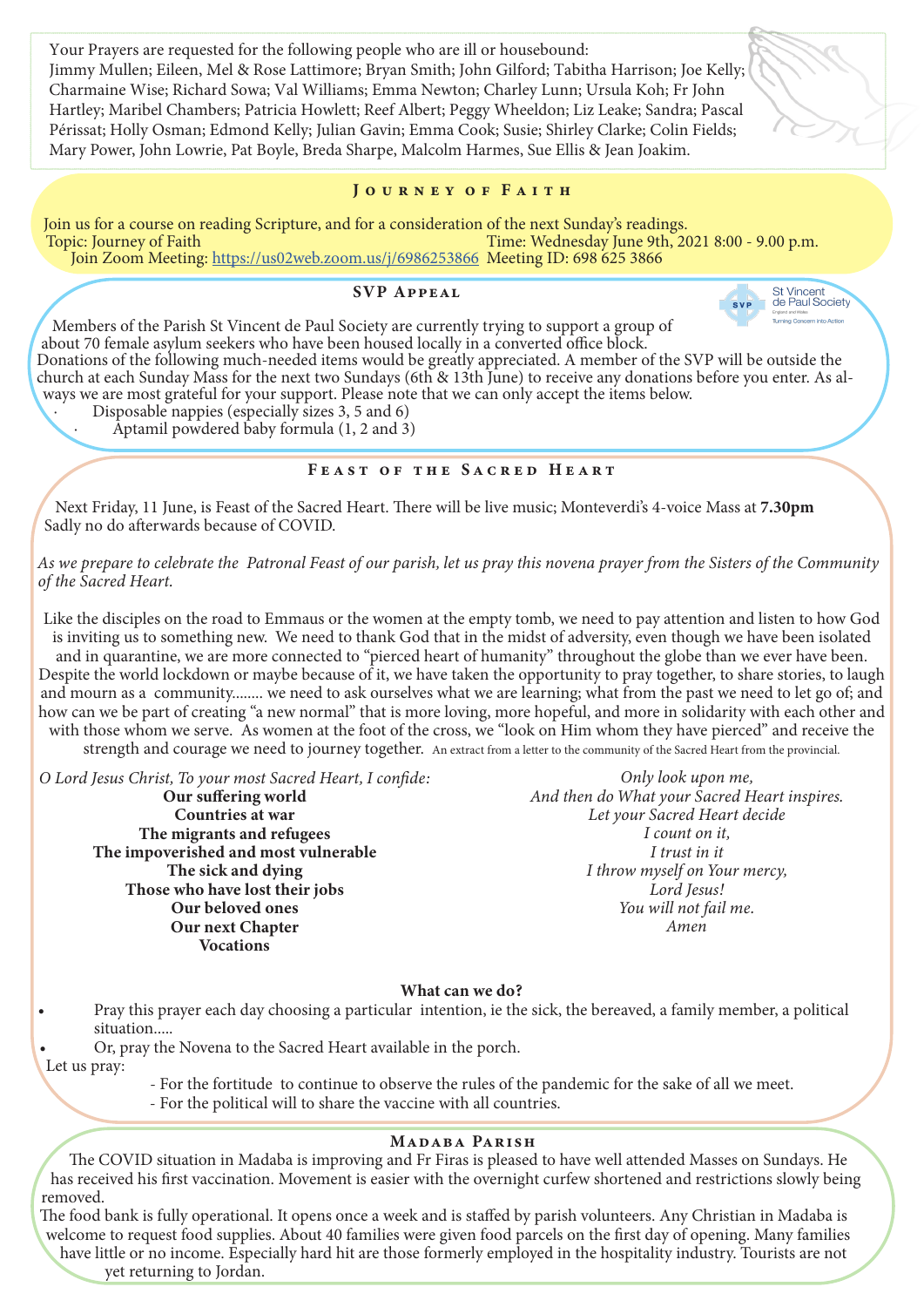Your Prayers are requested for the following people who are ill or housebound:
Jimmy Mullen; Eileen, Mel & Rose Lattimore; Bryan Smith; John Gilford; Tabitha Harrison; Joe Kelly; Charmaine Wise; Richard Sowa; Val Williams; Emma Newton; Charley Lunn; Ursula Koh; Fr John Hartley; Maribel Chambers; Patricia Howlett; Reef Albert; Peggy Wheeldon; Liz Leake; Sandra; Pascal Périssat; Holly Osman; Edmond Kelly; Julian Gavin; Emma Cook; Susie; Shirley Clarke; Colin Fields; Mary Power, John Lowrie, Pat Boyle, Breda Sharpe, Malcolm Harmes, Sue Ellis & Jean Joakim.

## Journey of Faith

Join us for a course on reading Scripture, and for a consideration of the next Sunday's readings.
Topic: Journey of Faith
Time: Wednesday June 9th, 2021 8:00 - 9.00 p.m.
Join Zoom Meeting: https://us02web.zoom.us/j/6986253866 Meeting ID: 698 625 3866

## SVP Appeal

Members of the Parish St Vincent de Paul Society are currently trying to support a group of about 70 female asylum seekers who have been housed locally in a converted office block.
Donations of the following much-needed items would be greatly appreciated. A member of the SVP will be outside the church at each Sunday Mass for the next two Sundays (6th & 13th June) to receive any donations before you enter. As always we are most grateful for your support. Please note that we can only accept the items below.

- Disposable nappies (especially sizes 3, 5 and 6)
- Aptamil powdered baby formula (1, 2 and 3)

## Feast of the Sacred Heart

Next Friday, 11 June, is Feast of the Sacred Heart. There will be live music; Monteverdi's 4-voice Mass at **7.30pm**
Sadly no do afterwards because of COVID.

*As we prepare to celebrate the Patronal Feast of our parish, let us pray this novena prayer from the Sisters of the Community of the Sacred Heart.*

Like the disciples on the road to Emmaus or the women at the empty tomb, we need to pay attention and listen to how God is inviting us to something new. We need to thank God that in the midst of adversity, even though we have been isolated and in quarantine, we are more connected to "pierced heart of humanity" throughout the globe than we ever have been. Despite the world lockdown or maybe because of it, we have taken the opportunity to pray together, to share stories, to laugh and mourn as a community........ we need to ask ourselves what we are learning; what from the past we need to let go of; and how can we be part of creating "a new normal" that is more loving, more hopeful, and more in solidarity with each other and with those whom we serve. As women at the foot of the cross, we "look on Him whom they have pierced" and receive the strength and courage we need to journey together. An extract from a letter to the community of the Sacred Heart from the provincial.

*O Lord Jesus Christ, To your most Sacred Heart, I confide:*
**Our suffering world**
**Countries at war**
**The migrants and refugees**
**The impoverished and most vulnerable**
**The sick and dying**
**Those who have lost their jobs**
**Our beloved ones**
**Our next Chapter**
**Vocations**

*Only look upon me,*
*And then do What your Sacred Heart inspires.*
*Let your Sacred Heart decide*
*I count on it,*
*I trust in it*
*I throw myself on Your mercy,*
*Lord Jesus!*
*You will not fail me.*
*Amen*

**What can we do?**

- Pray this prayer each day choosing a particular intention, ie the sick, the bereaved, a family member, a political situation.....
- Or, pray the Novena to the Sacred Heart available in the porch.

Let us pray:

- For the fortitude to continue to observe the rules of the pandemic for the sake of all we meet.
- For the political will to share the vaccine with all countries.

## Madaba Parish

The COVID situation in Madaba is improving and Fr Firas is pleased to have well attended Masses on Sundays. He has received his first vaccination. Movement is easier with the overnight curfew shortened and restrictions slowly being removed.
The food bank is fully operational. It opens once a week and is staffed by parish volunteers. Any Christian in Madaba is welcome to request food supplies. About 40 families were given food parcels on the first day of opening. Many families have little or no income. Especially hard hit are those formerly employed in the hospitality industry. Tourists are not yet returning to Jordan.